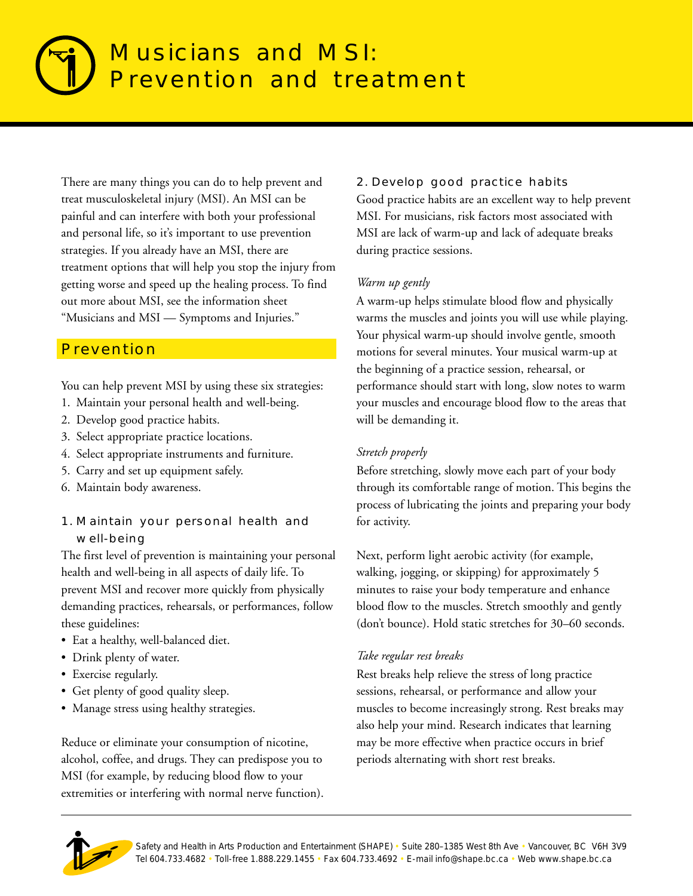# Musicians and MSI: Prevention and treatment

There are many things you can do to help prevent and treat musculoskeletal injury (MSI). An MSI can be painful and can interfere with both your professional and personal life, so it's important to use prevention strategies. If you already have an MSI, there are treatment options that will help you stop the injury from getting worse and speed up the healing process. To find out more about MSI, see the information sheet "Musicians and MSI — Symptoms and Injuries."

## Prevention

You can help prevent MSI by using these six strategies:

1. Maintain your personal health and well-being.
2. Develop good practice habits.
3. Select appropriate practice locations.
4. Select appropriate instruments and furniture.
5. Carry and set up equipment safely.
6. Maintain body awareness.

### 1. Maintain your personal health and well-being

The first level of prevention is maintaining your personal health and well-being in all aspects of daily life. To prevent MSI and recover more quickly from physically demanding practices, rehearsals, or performances, follow these guidelines:

- Eat a healthy, well-balanced diet.
- Drink plenty of water.
- Exercise regularly.
- Get plenty of good quality sleep.
- Manage stress using healthy strategies.

Reduce or eliminate your consumption of nicotine, alcohol, coffee, and drugs. They can predispose you to MSI (for example, by reducing blood flow to your extremities or interfering with normal nerve function).

### 2. Develop good practice habits

Good practice habits are an excellent way to help prevent MSI. For musicians, risk factors most associated with MSI are lack of warm-up and lack of adequate breaks during practice sessions.

*Warm up gently*

A warm-up helps stimulate blood flow and physically warms the muscles and joints you will use while playing. Your physical warm-up should involve gentle, smooth motions for several minutes. Your musical warm-up at the beginning of a practice session, rehearsal, or performance should start with long, slow notes to warm your muscles and encourage blood flow to the areas that will be demanding it.

*Stretch properly*

Before stretching, slowly move each part of your body through its comfortable range of motion. This begins the process of lubricating the joints and preparing your body for activity.

Next, perform light aerobic activity (for example, walking, jogging, or skipping) for approximately 5 minutes to raise your body temperature and enhance blood flow to the muscles. Stretch smoothly and gently (don't bounce). Hold static stretches for 30–60 seconds.

*Take regular rest breaks*

Rest breaks help relieve the stress of long practice sessions, rehearsal, or performance and allow your muscles to become increasingly strong. Rest breaks may also help your mind. Research indicates that learning may be more effective when practice occurs in brief periods alternating with short rest breaks.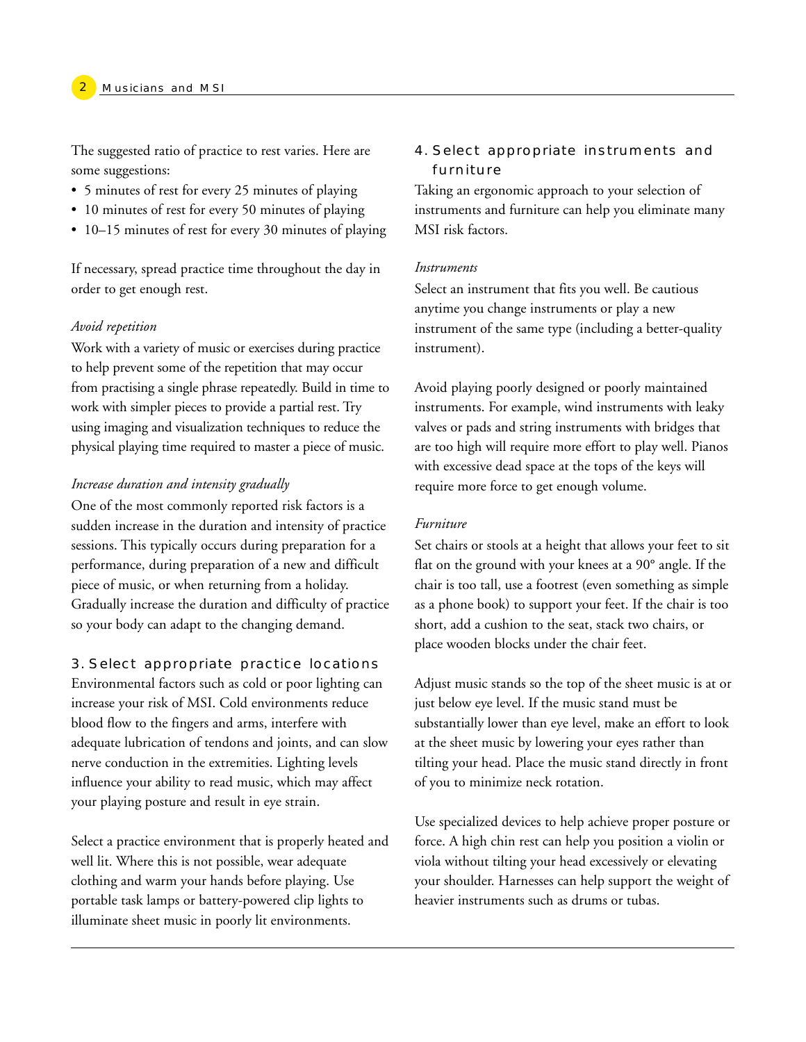The suggested ratio of practice to rest varies. Here are some suggestions:

- 5 minutes of rest for every 25 minutes of playing
- 10 minutes of rest for every 50 minutes of playing
- 10–15 minutes of rest for every 30 minutes of playing

If necessary, spread practice time throughout the day in order to get enough rest.

*Avoid repetition*

Work with a variety of music or exercises during practice to help prevent some of the repetition that may occur from practising a single phrase repeatedly. Build in time to work with simpler pieces to provide a partial rest. Try using imaging and visualization techniques to reduce the physical playing time required to master a piece of music.

*Increase duration and intensity gradually*

One of the most commonly reported risk factors is a sudden increase in the duration and intensity of practice sessions. This typically occurs during preparation for a performance, during preparation of a new and difficult piece of music, or when returning from a holiday. Gradually increase the duration and difficulty of practice so your body can adapt to the changing demand.

## 3. Select appropriate practice locations

Environmental factors such as cold or poor lighting can increase your risk of MSI. Cold environments reduce blood flow to the fingers and arms, interfere with adequate lubrication of tendons and joints, and can slow nerve conduction in the extremities. Lighting levels influence your ability to read music, which may affect your playing posture and result in eye strain.

Select a practice environment that is properly heated and well lit. Where this is not possible, wear adequate clothing and warm your hands before playing. Use portable task lamps or battery-powered clip lights to illuminate sheet music in poorly lit environments.

## 4. Select appropriate instruments and furniture

Taking an ergonomic approach to your selection of instruments and furniture can help you eliminate many MSI risk factors.

*Instruments*

Select an instrument that fits you well. Be cautious anytime you change instruments or play a new instrument of the same type (including a better-quality instrument).

Avoid playing poorly designed or poorly maintained instruments. For example, wind instruments with leaky valves or pads and string instruments with bridges that are too high will require more effort to play well. Pianos with excessive dead space at the tops of the keys will require more force to get enough volume.

*Furniture*

Set chairs or stools at a height that allows your feet to sit flat on the ground with your knees at a 90° angle. If the chair is too tall, use a footrest (even something as simple as a phone book) to support your feet. If the chair is too short, add a cushion to the seat, stack two chairs, or place wooden blocks under the chair feet.

Adjust music stands so the top of the sheet music is at or just below eye level. If the music stand must be substantially lower than eye level, make an effort to look at the sheet music by lowering your eyes rather than tilting your head. Place the music stand directly in front of you to minimize neck rotation.

Use specialized devices to help achieve proper posture or force. A high chin rest can help you position a violin or viola without tilting your head excessively or elevating your shoulder. Harnesses can help support the weight of heavier instruments such as drums or tubas.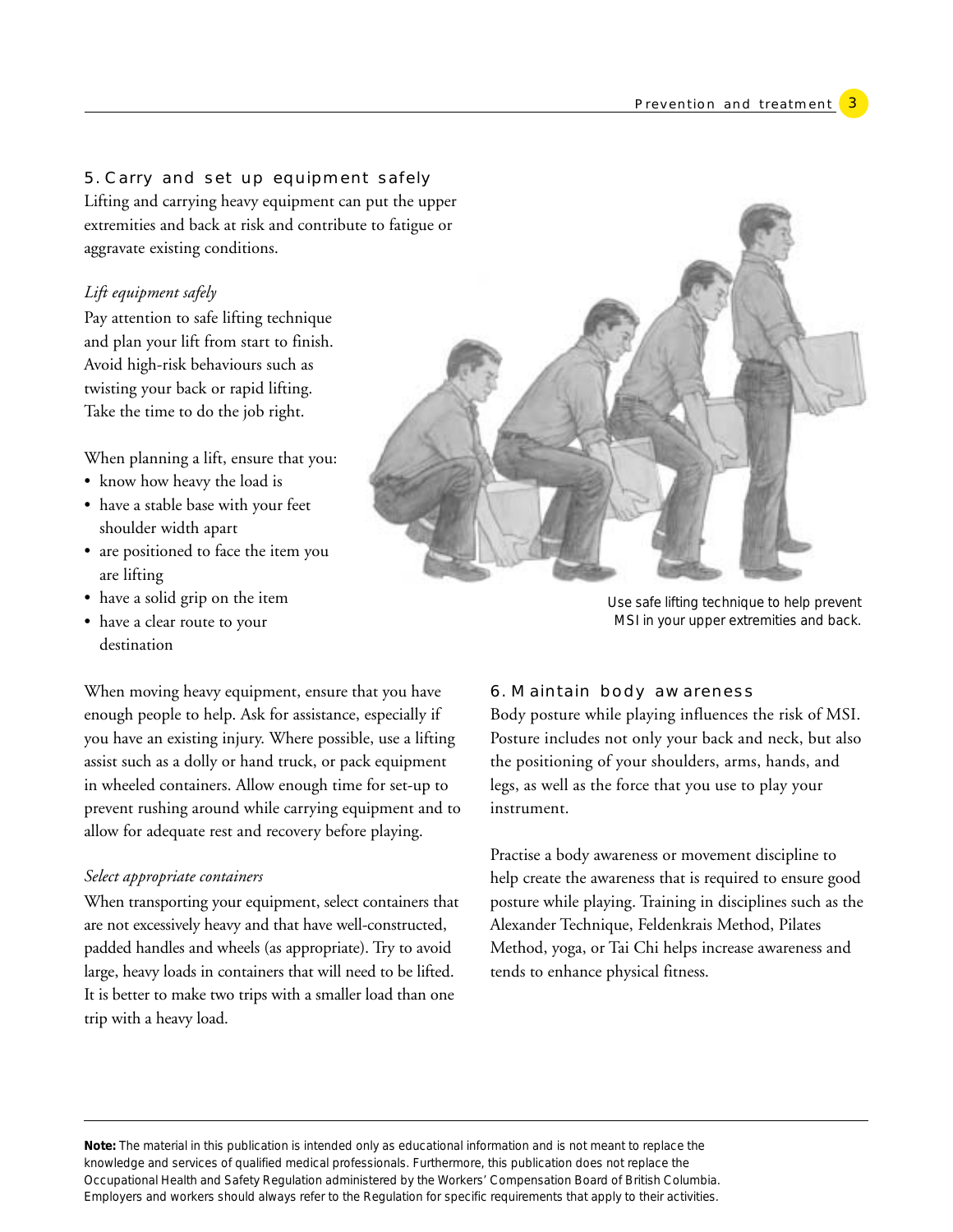## 5. Carry and set up equipment safely

Lifting and carrying heavy equipment can put the upper extremities and back at risk and contribute to fatigue or aggravate existing conditions.

*Lift equipment safely*

Pay attention to safe lifting technique and plan your lift from start to finish. Avoid high-risk behaviours such as twisting your back or rapid lifting. Take the time to do the job right.

When planning a lift, ensure that you:

- know how heavy the load is
- have a stable base with your feet shoulder width apart
- are positioned to face the item you are lifting
- have a solid grip on the item
- have a clear route to your destination

Use safe lifting technique to help prevent MSI in your upper extremities and back.

When moving heavy equipment, ensure that you have enough people to help. Ask for assistance, especially if you have an existing injury. Where possible, use a lifting assist such as a dolly or hand truck, or pack equipment in wheeled containers. Allow enough time for set-up to prevent rushing around while carrying equipment and to allow for adequate rest and recovery before playing.

*Select appropriate containers*

When transporting your equipment, select containers that are not excessively heavy and that have well-constructed, padded handles and wheels (as appropriate). Try to avoid large, heavy loads in containers that will need to be lifted. It is better to make two trips with a smaller load than one trip with a heavy load.

## 6. Maintain body awareness

Body posture while playing influences the risk of MSI. Posture includes not only your back and neck, but also the positioning of your shoulders, arms, hands, and legs, as well as the force that you use to play your instrument.

Practise a body awareness or movement discipline to help create the awareness that is required to ensure good posture while playing. Training in disciplines such as the Alexander Technique, Feldenkrais Method, Pilates Method, yoga, or Tai Chi helps increase awareness and tends to enhance physical fitness.

**Note:** The material in this publication is intended only as educational information and is not meant to replace the knowledge and services of qualified medical professionals. Furthermore, this publication does not replace the Occupational Health and Safety Regulation administered by the Workers' Compensation Board of British Columbia. Employers and workers should always refer to the Regulation for specific requirements that apply to their activities.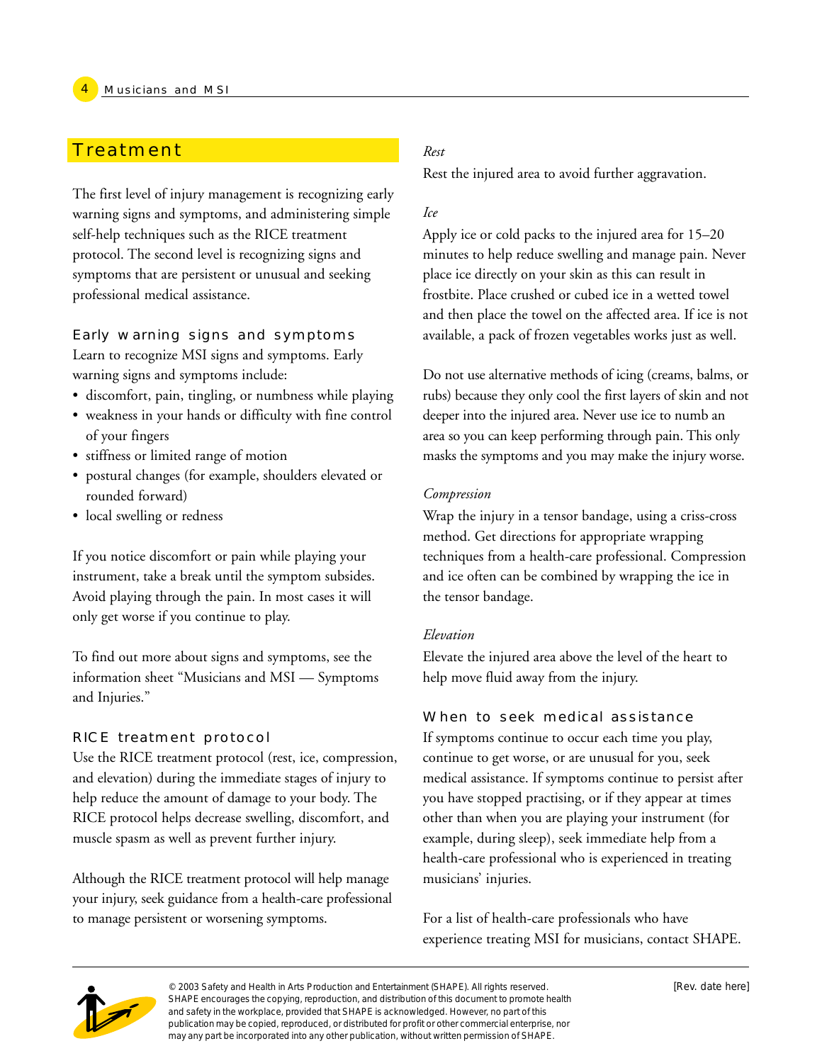## Treatment

The first level of injury management is recognizing early warning signs and symptoms, and administering simple self-help techniques such as the RICE treatment protocol. The second level is recognizing signs and symptoms that are persistent or unusual and seeking professional medical assistance.

### Early warning signs and symptoms

Learn to recognize MSI signs and symptoms. Early warning signs and symptoms include:

- discomfort, pain, tingling, or numbness while playing
- weakness in your hands or difficulty with fine control of your fingers
- stiffness or limited range of motion
- postural changes (for example, shoulders elevated or rounded forward)
- local swelling or redness

If you notice discomfort or pain while playing your instrument, take a break until the symptom subsides. Avoid playing through the pain. In most cases it will only get worse if you continue to play.

To find out more about signs and symptoms, see the information sheet "Musicians and MSI — Symptoms and Injuries."

### RICE treatment protocol

Use the RICE treatment protocol (rest, ice, compression, and elevation) during the immediate stages of injury to help reduce the amount of damage to your body. The RICE protocol helps decrease swelling, discomfort, and muscle spasm as well as prevent further injury.

Although the RICE treatment protocol will help manage your injury, seek guidance from a health-care professional to manage persistent or worsening symptoms.

*Rest*

Rest the injured area to avoid further aggravation.

*Ice*

Apply ice or cold packs to the injured area for 15–20 minutes to help reduce swelling and manage pain. Never place ice directly on your skin as this can result in frostbite. Place crushed or cubed ice in a wetted towel and then place the towel on the affected area. If ice is not available, a pack of frozen vegetables works just as well.

Do not use alternative methods of icing (creams, balms, or rubs) because they only cool the first layers of skin and not deeper into the injured area. Never use ice to numb an area so you can keep performing through pain. This only masks the symptoms and you may make the injury worse.

*Compression*

Wrap the injury in a tensor bandage, using a criss-cross method. Get directions for appropriate wrapping techniques from a health-care professional. Compression and ice often can be combined by wrapping the ice in the tensor bandage.

*Elevation*

Elevate the injured area above the level of the heart to help move fluid away from the injury.

### When to seek medical assistance

If symptoms continue to occur each time you play, continue to get worse, or are unusual for you, seek medical assistance. If symptoms continue to persist after you have stopped practising, or if they appear at times other than when you are playing your instrument (for example, during sleep), seek immediate help from a health-care professional who is experienced in treating musicians' injuries.

For a list of health-care professionals who have experience treating MSI for musicians, contact SHAPE.

© 2003 Safety and Health in Arts Production and Entertainment (SHAPE). All rights reserved. SHAPE encourages the copying, reproduction, and distribution of this document to promote health and safety in the workplace, provided that SHAPE is acknowledged. However, no part of this publication may be copied, reproduced, or distributed for profit or other commercial enterprise, nor may any part be incorporated into any other publication, without written permission of SHAPE.

[Rev. date here]